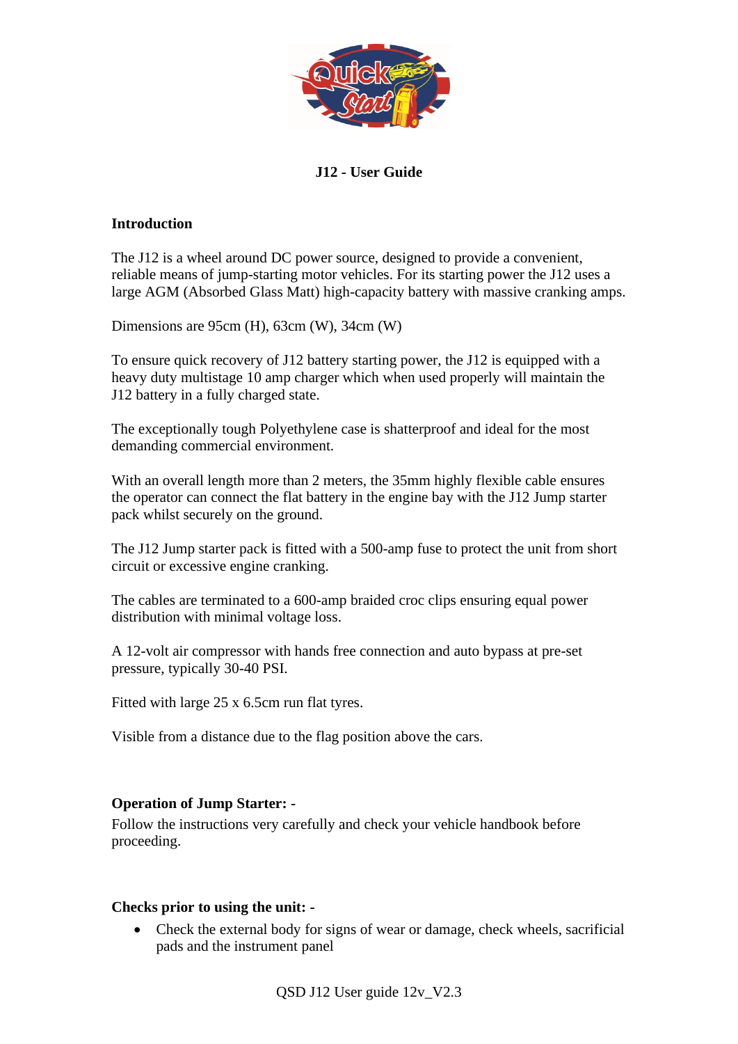# J12 - User Guide

## Introduction

The J12 is a wheel around DC power source, designed to provide a convenient, reliable means of jump-starting motor vehicles. For its starting power the J12 uses a large AGM (Absorbed Glass Matt) high-capacity battery with massive cranking amps.

Dimensions are 95cm (H), 63cm (W), 34cm (W)

To ensure quick recovery of J12 battery starting power, the J12 is equipped with a heavy duty multistage 10 amp charger which when used properly will maintain the J12 battery in a fully charged state.

The exceptionally tough Polyethylene case is shatterproof and ideal for the most demanding commercial environment.

With an overall length more than 2 meters, the 35mm highly flexible cable ensures the operator can connect the flat battery in the engine bay with the J12 Jump starter pack whilst securely on the ground.

The J12 Jump starter pack is fitted with a 500-amp fuse to protect the unit from short circuit or excessive engine cranking.

The cables are terminated to a 600-amp braided croc clips ensuring equal power distribution with minimal voltage loss.

A 12-volt air compressor with hands free connection and auto bypass at pre-set pressure, typically 30-40 PSI.

Fitted with large 25 x 6.5cm run flat tyres.

Visible from a distance due to the flag position above the cars.

## Operation of Jump Starter: -

Follow the instructions very carefully and check your vehicle handbook before proceeding.

## Checks prior to using the unit: -

- Check the external body for signs of wear or damage, check wheels, sacrificial pads and the instrument panel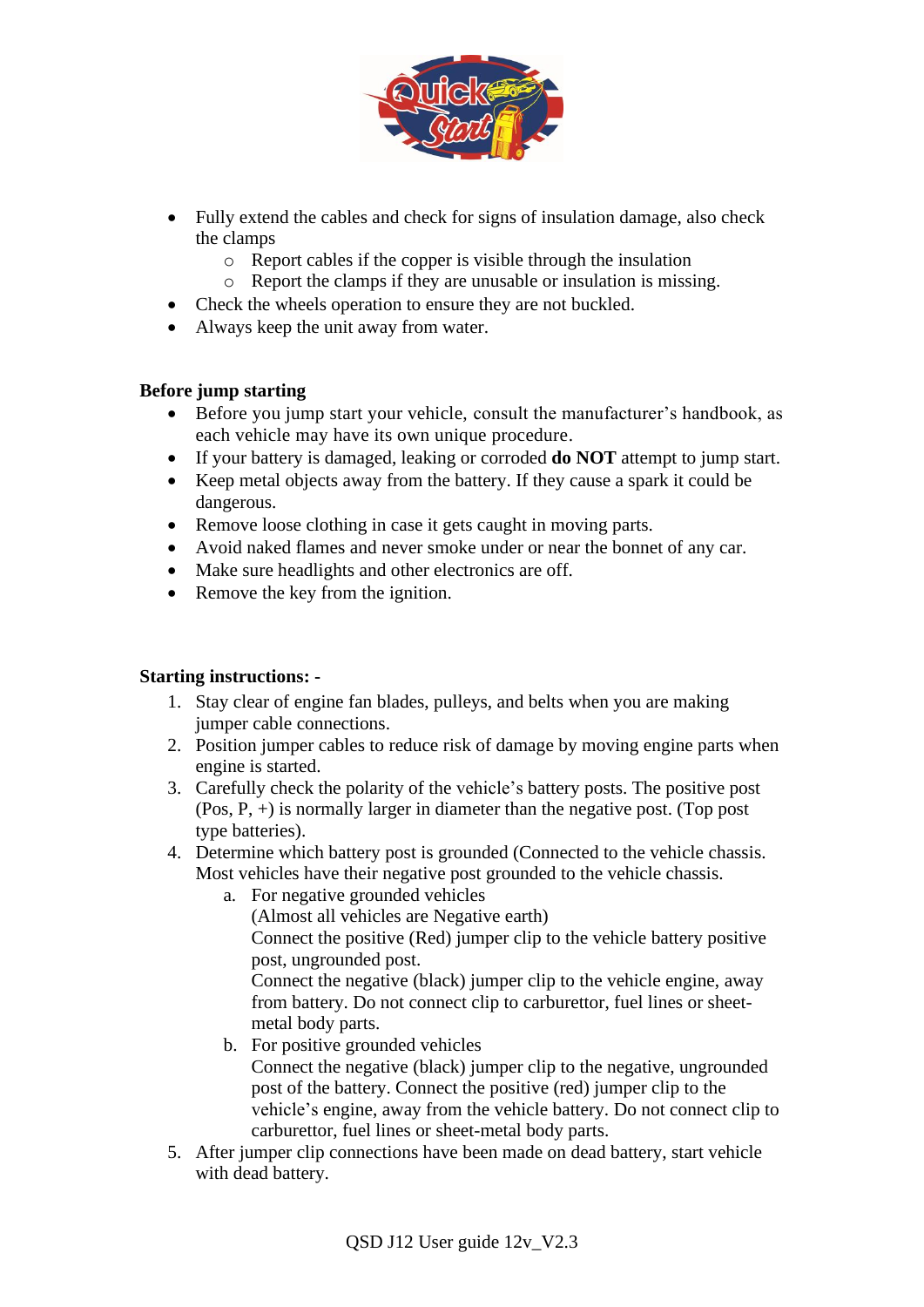- Fully extend the cables and check for signs of insulation damage, also check the clamps
  - Report cables if the copper is visible through the insulation
  - Report the clamps if they are unusable or insulation is missing.
- Check the wheels operation to ensure they are not buckled.
- Always keep the unit away from water.

**Before jump starting**

- Before you jump start your vehicle, consult the manufacturer's handbook, as each vehicle may have its own unique procedure.
- If your battery is damaged, leaking or corroded **do NOT** attempt to jump start.
- Keep metal objects away from the battery. If they cause a spark it could be dangerous.
- Remove loose clothing in case it gets caught in moving parts.
- Avoid naked flames and never smoke under or near the bonnet of any car.
- Make sure headlights and other electronics are off.
- Remove the key from the ignition.

**Starting instructions: -**

1. Stay clear of engine fan blades, pulleys, and belts when you are making jumper cable connections.
2. Position jumper cables to reduce risk of damage by moving engine parts when engine is started.
3. Carefully check the polarity of the vehicle's battery posts. The positive post (Pos, P, +) is normally larger in diameter than the negative post. (Top post type batteries).
4. Determine which battery post is grounded (Connected to the vehicle chassis. Most vehicles have their negative post grounded to the vehicle chassis.
   a. For negative grounded vehicles
      (Almost all vehicles are Negative earth)
      Connect the positive (Red) jumper clip to the vehicle battery positive post, ungrounded post.
      Connect the negative (black) jumper clip to the vehicle engine, away from battery. Do not connect clip to carburettor, fuel lines or sheet-metal body parts.
   b. For positive grounded vehicles
      Connect the negative (black) jumper clip to the negative, ungrounded post of the battery. Connect the positive (red) jumper clip to the vehicle's engine, away from the vehicle battery. Do not connect clip to carburettor, fuel lines or sheet-metal body parts.
5. After jumper clip connections have been made on dead battery, start vehicle with dead battery.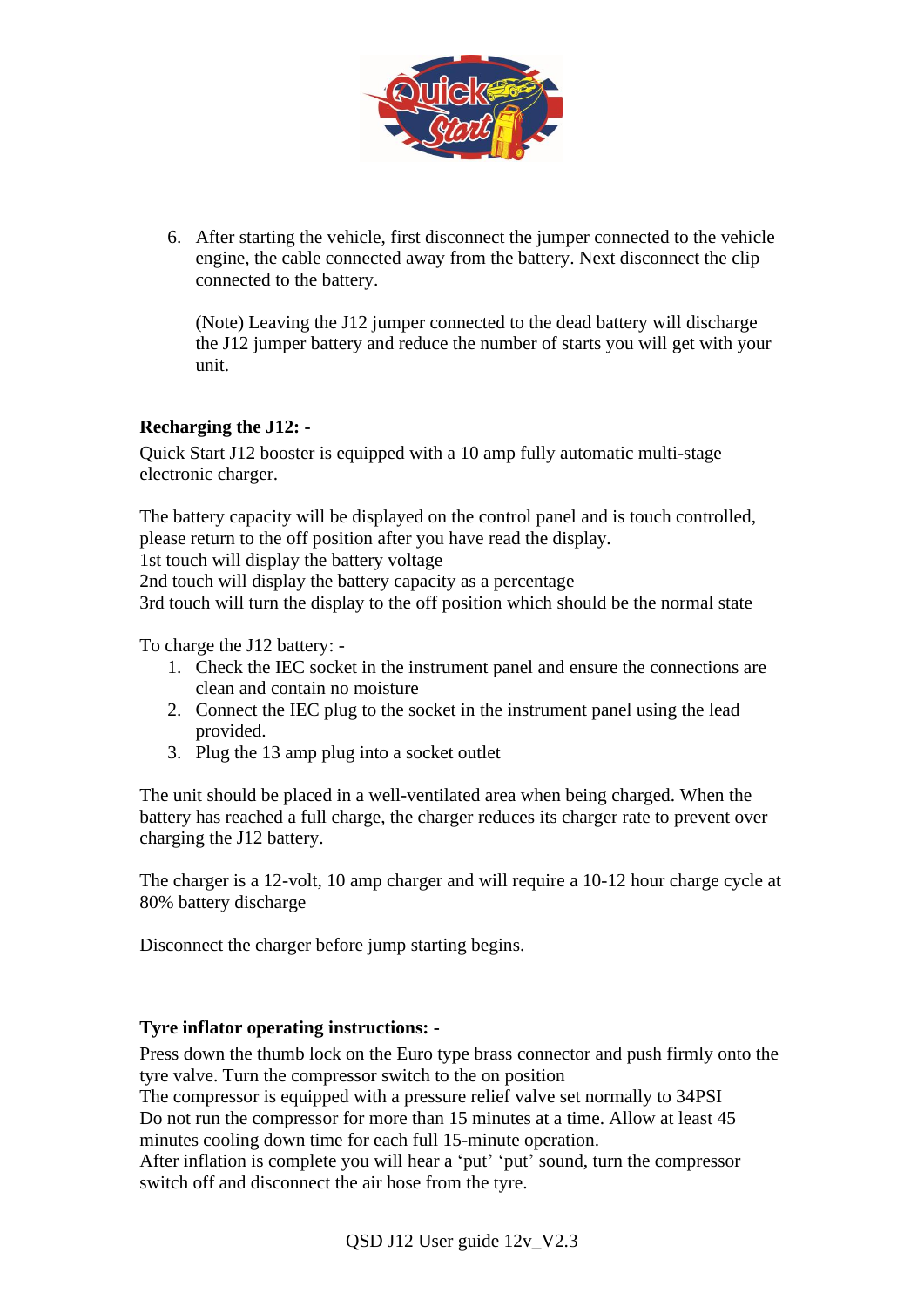6. After starting the vehicle, first disconnect the jumper connected to the vehicle engine, the cable connected away from the battery. Next disconnect the clip connected to the battery.

   (Note) Leaving the J12 jumper connected to the dead battery will discharge the J12 jumper battery and reduce the number of starts you will get with your unit.

**Recharging the J12: -**

Quick Start J12 booster is equipped with a 10 amp fully automatic multi-stage electronic charger.

The battery capacity will be displayed on the control panel and is touch controlled, please return to the off position after you have read the display.
1st touch will display the battery voltage
2nd touch will display the battery capacity as a percentage
3rd touch will turn the display to the off position which should be the normal state

To charge the J12 battery: -

1. Check the IEC socket in the instrument panel and ensure the connections are clean and contain no moisture
2. Connect the IEC plug to the socket in the instrument panel using the lead provided.
3. Plug the 13 amp plug into a socket outlet

The unit should be placed in a well-ventilated area when being charged. When the battery has reached a full charge, the charger reduces its charger rate to prevent over charging the J12 battery.

The charger is a 12-volt, 10 amp charger and will require a 10-12 hour charge cycle at 80% battery discharge

Disconnect the charger before jump starting begins.

**Tyre inflator operating instructions: -**

Press down the thumb lock on the Euro type brass connector and push firmly onto the tyre valve. Turn the compressor switch to the on position
The compressor is equipped with a pressure relief valve set normally to 34PSI
Do not run the compressor for more than 15 minutes at a time. Allow at least 45 minutes cooling down time for each full 15-minute operation.
After inflation is complete you will hear a 'put' 'put' sound, turn the compressor switch off and disconnect the air hose from the tyre.